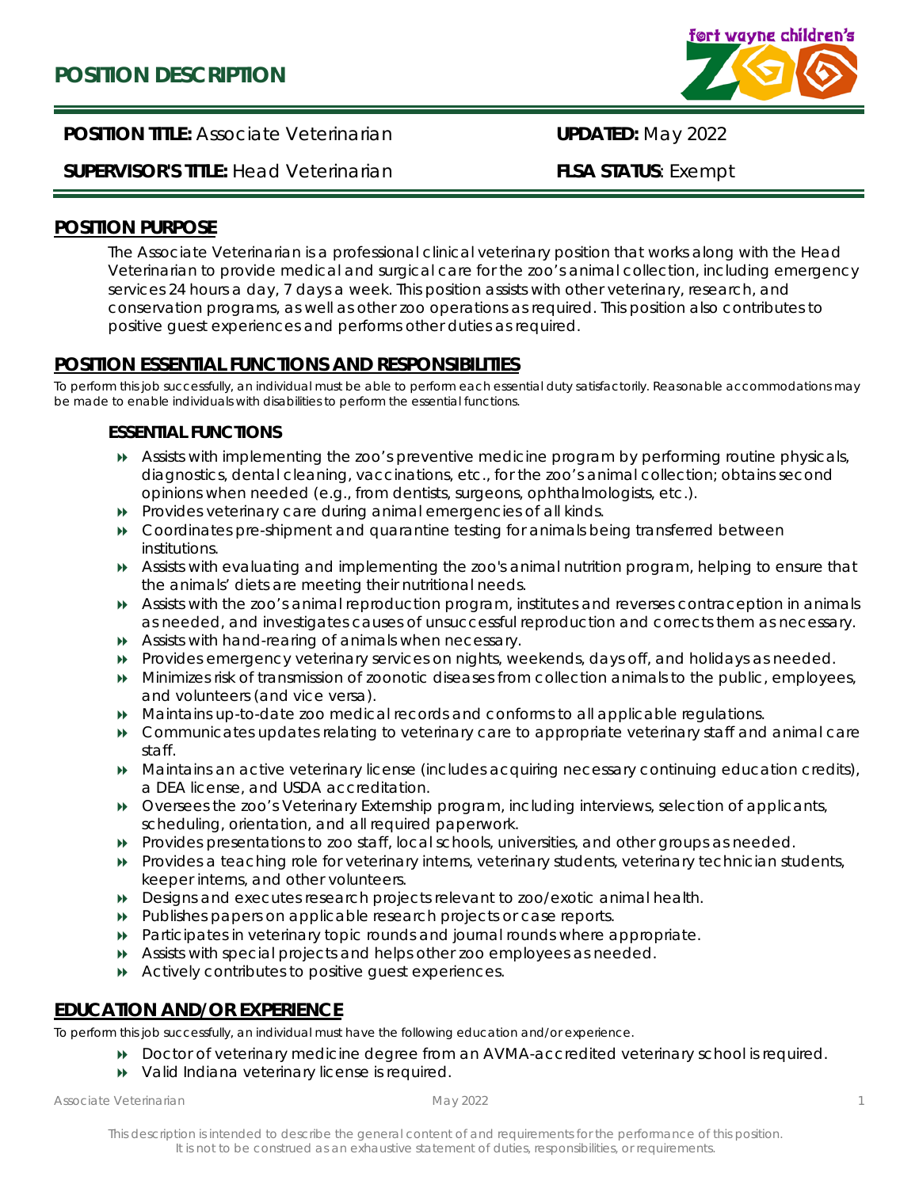# POSITION DESCRIPTION

**POSITION TITLE:** Associate Veterinarian **UPDATED:** May 2022

**SUPERVISOR'S TITLE:** Head Veterinarian **FLSA STATUS**: Exempt

## POSITION PURPOSE

The Associate Veterinarian is a professional clinical veterinary position that works along with the Head Veterinarian to provide medical and surgical care for the zoo's animal collection, including emergency services 24 hours a day, 7 days a week. This position assists with other veterinary, research, and conservation programs, as well as other zoo operations as required. This position also contributes to positive guest experiences and performs other duties as required.

## POSITION ESSENTIAL FUNCTIONS AND RESPONSIBILITIES

*To perform this job successfully, an individual must be able to perform each essential duty satisfactorily. Reasonable accommodations may be made to enable individuals with disabilities to perform the essential functions.*

### ESSENTIAL FUNCTIONS

- Assists with implementing the zoo's preventive medicine program by performing routine physicals, diagnostics, dental cleaning, vaccinations, etc., for the zoo's animal collection; obtains second opinions when needed (e.g., from dentists, surgeons, ophthalmologists, etc.).
- Provides veterinary care during animal emergencies of all kinds.
- Coordinates pre-shipment and quarantine testing for animals being transferred between institutions.
- Assists with evaluating and implementing the zoo's animal nutrition program, helping to ensure that the animals' diets are meeting their nutritional needs.
- Assists with the zoo's animal reproduction program, institutes and reverses contraception in animals as needed, and investigates causes of unsuccessful reproduction and corrects them as necessary.
- Assists with hand-rearing of animals when necessary.
- Provides emergency veterinary services on nights, weekends, days off, and holidays as needed.
- Minimizes risk of transmission of zoonotic diseases from collection animals to the public, employees, and volunteers (and vice versa).
- Maintains up-to-date zoo medical records and conforms to all applicable regulations.
- Communicates updates relating to veterinary care to appropriate veterinary staff and animal care staff.
- Maintains an active veterinary license (includes acquiring necessary continuing education credits), a DEA license, and USDA accreditation.
- Oversees the zoo's Veterinary Externship program, including interviews, selection of applicants, scheduling, orientation, and all required paperwork.
- Provides presentations to zoo staff, local schools, universities, and other groups as needed.
- Provides a teaching role for veterinary interns, veterinary students, veterinary technician students, keeper interns, and other volunteers.
- Designs and executes research projects relevant to zoo/exotic animal health.
- Publishes papers on applicable research projects or case reports.
- Participates in veterinary topic rounds and journal rounds where appropriate.
- Assists with special projects and helps other zoo employees as needed.
- Actively contributes to positive guest experiences.

## EDUCATION AND/OR EXPERIENCE

*To perform this job successfully, an individual must have the following education and/or experience.*

- Doctor of veterinary medicine degree from an AVMA-accredited veterinary school is required.
- Valid Indiana veterinary license is required.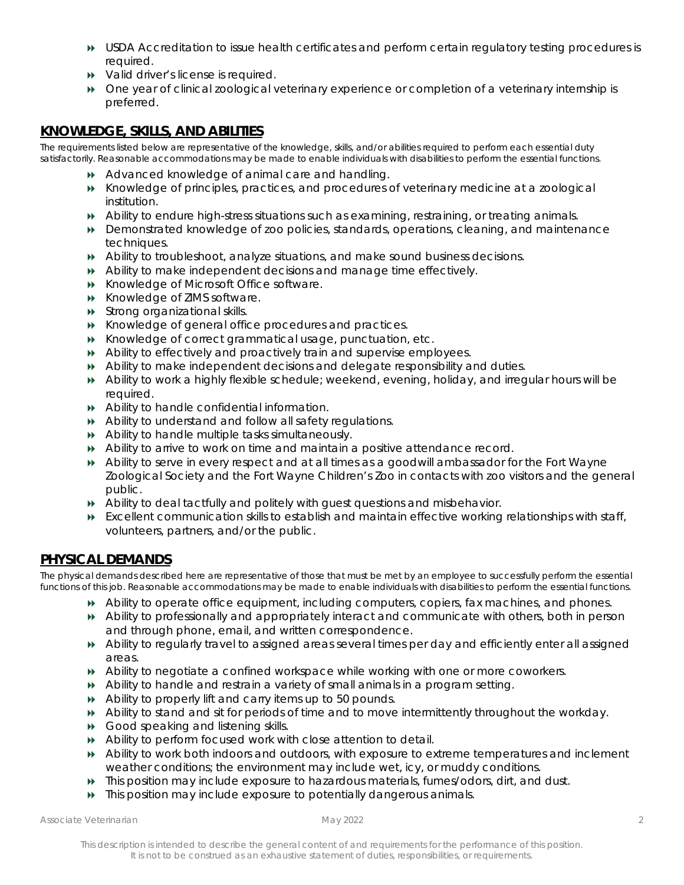- USDA Accreditation to issue health certificates and perform certain regulatory testing procedures is required.
- Valid driver's license is required.
- One year of clinical zoological veterinary experience or completion of a veterinary internship is preferred.

## KNOWLEDGE, SKILLS, AND ABILITIES

The requirements listed below are representative of the knowledge, skills, and/or abilities required to perform each essential duty satisfactorily. Reasonable accommodations may be made to enable individuals with disabilities to perform the essential functions.

- Advanced knowledge of animal care and handling.
- Knowledge of principles, practices, and procedures of veterinary medicine at a zoological institution.
- Ability to endure high-stress situations such as examining, restraining, or treating animals.
- Demonstrated knowledge of zoo policies, standards, operations, cleaning, and maintenance techniques.
- Ability to troubleshoot, analyze situations, and make sound business decisions.
- Ability to make independent decisions and manage time effectively.
- Knowledge of Microsoft Office software.
- Knowledge of ZIMS software.
- Strong organizational skills.
- Knowledge of general office procedures and practices.
- Knowledge of correct grammatical usage, punctuation, etc.
- Ability to effectively and proactively train and supervise employees.
- Ability to make independent decisions and delegate responsibility and duties.
- Ability to work a highly flexible schedule; weekend, evening, holiday, and irregular hours will be required.
- Ability to handle confidential information.
- Ability to understand and follow all safety regulations.
- Ability to handle multiple tasks simultaneously.
- Ability to arrive to work on time and maintain a positive attendance record.
- Ability to serve in every respect and at all times as a goodwill ambassador for the Fort Wayne Zoological Society and the Fort Wayne Children's Zoo in contacts with zoo visitors and the general public.
- Ability to deal tactfully and politely with guest questions and misbehavior.
- Excellent communication skills to establish and maintain effective working relationships with staff, volunteers, partners, and/or the public.

## PHYSICAL DEMANDS

The physical demands described here are representative of those that must be met by an employee to successfully perform the essential functions of this job. Reasonable accommodations may be made to enable individuals with disabilities to perform the essential functions.

- Ability to operate office equipment, including computers, copiers, fax machines, and phones.
- Ability to professionally and appropriately interact and communicate with others, both in person and through phone, email, and written correspondence.
- Ability to regularly travel to assigned areas several times per day and efficiently enter all assigned areas.
- Ability to negotiate a confined workspace while working with one or more coworkers.
- Ability to handle and restrain a variety of small animals in a program setting.
- Ability to properly lift and carry items up to 50 pounds.
- Ability to stand and sit for periods of time and to move intermittently throughout the workday.
- Good speaking and listening skills.
- Ability to perform focused work with close attention to detail.
- Ability to work both indoors and outdoors, with exposure to extreme temperatures and inclement weather conditions; the environment may include wet, icy, or muddy conditions.
- This position may include exposure to hazardous materials, fumes/odors, dirt, and dust.
- This position may include exposure to potentially dangerous animals.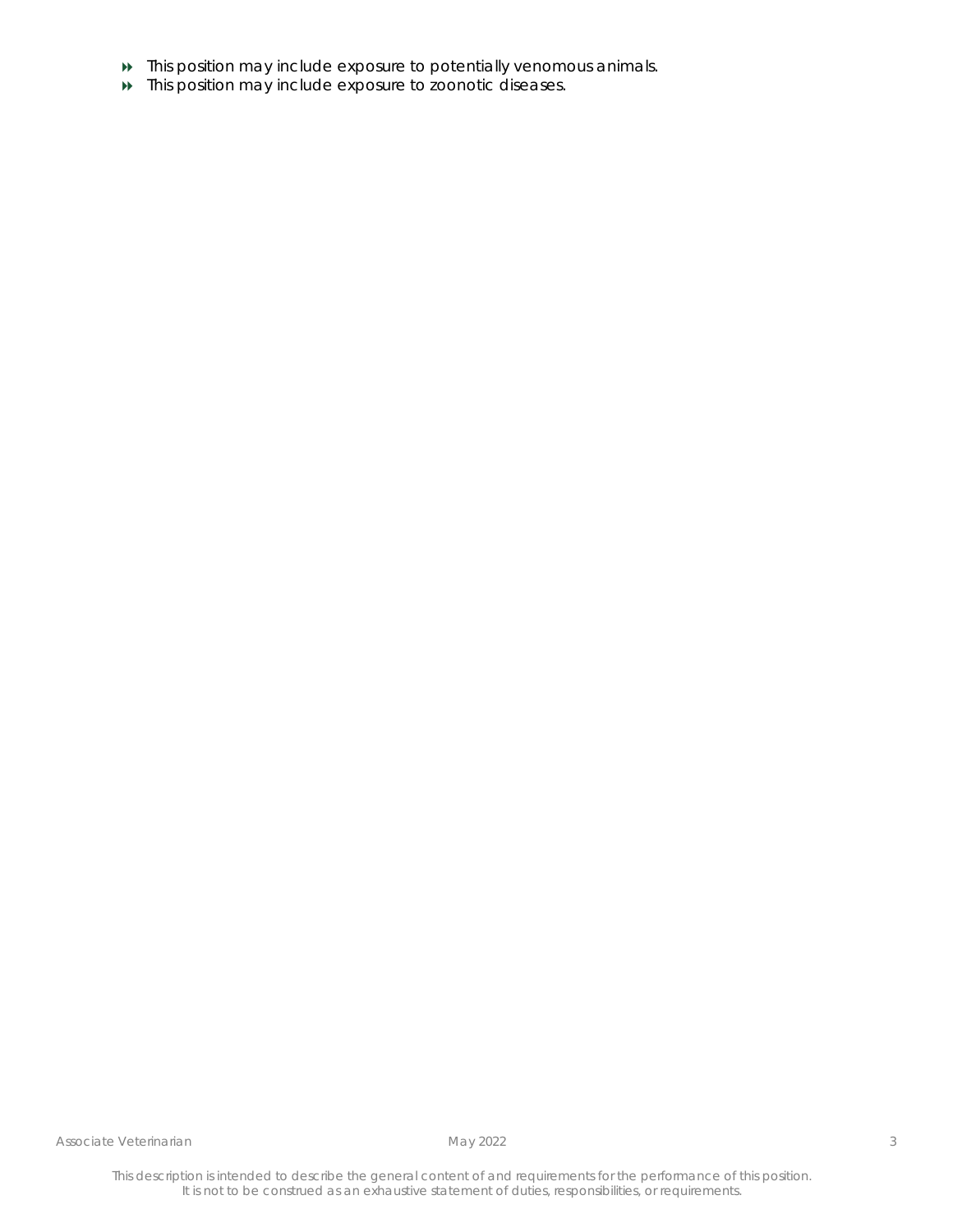- This position may include exposure to potentially venomous animals.
- This position may include exposure to zoonotic diseases.

*This description is intended to describe the general content of and requirements for the performance of this position. It is not to be construed as an exhaustive statement of duties, responsibilities, or requirements.*